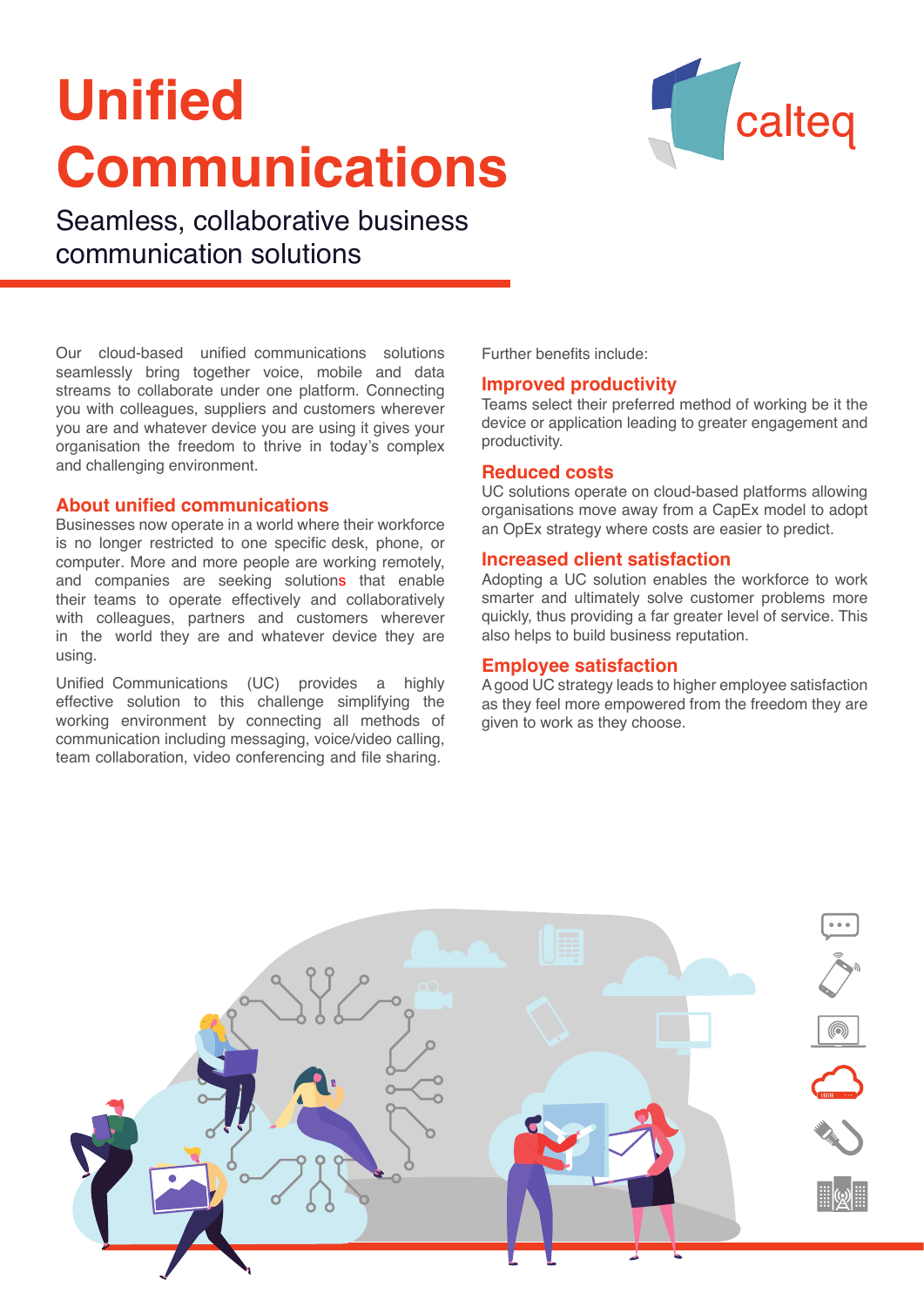# Unified Communications

Seamless, collaborative business communication solutions

calteq

Our cloud-based unified communications solutions seamlessly bring together voice, mobile and data streams to collaborate under one platform. Connecting you with colleagues, suppliers and customers wherever you are and whatever device you are using it gives your organisation the freedom to thrive in today's complex and challenging environment.

## About unified communications

Businesses now operate in a world where their workforce is no longer restricted to one specific desk, phone, or computer. More and more people are working remotely, and companies are seeking solutions that enable their teams to operate effectively and collaboratively with colleagues, partners and customers wherever in the world they are and whatever device they are using.

Unified Communications (UC) provides a highly effective solution to this challenge simplifying the working environment by connecting all methods of communication including messaging, voice/video calling, team collaboration, video conferencing and file sharing.

Further benefits include:

## Improved productivity

Teams select their preferred method of working be it the device or application leading to greater engagement and productivity.

## Reduced costs

UC solutions operate on cloud-based platforms allowing organisations move away from a CapEx model to adopt an OpEx strategy where costs are easier to predict.

## Increased client satisfaction

Adopting a UC solution enables the workforce to work smarter and ultimately solve customer problems more quickly, thus providing a far greater level of service. This also helps to build business reputation.

## Employee satisfaction

A good UC strategy leads to higher employee satisfaction as they feel more empowered from the freedom they are given to work as they choose.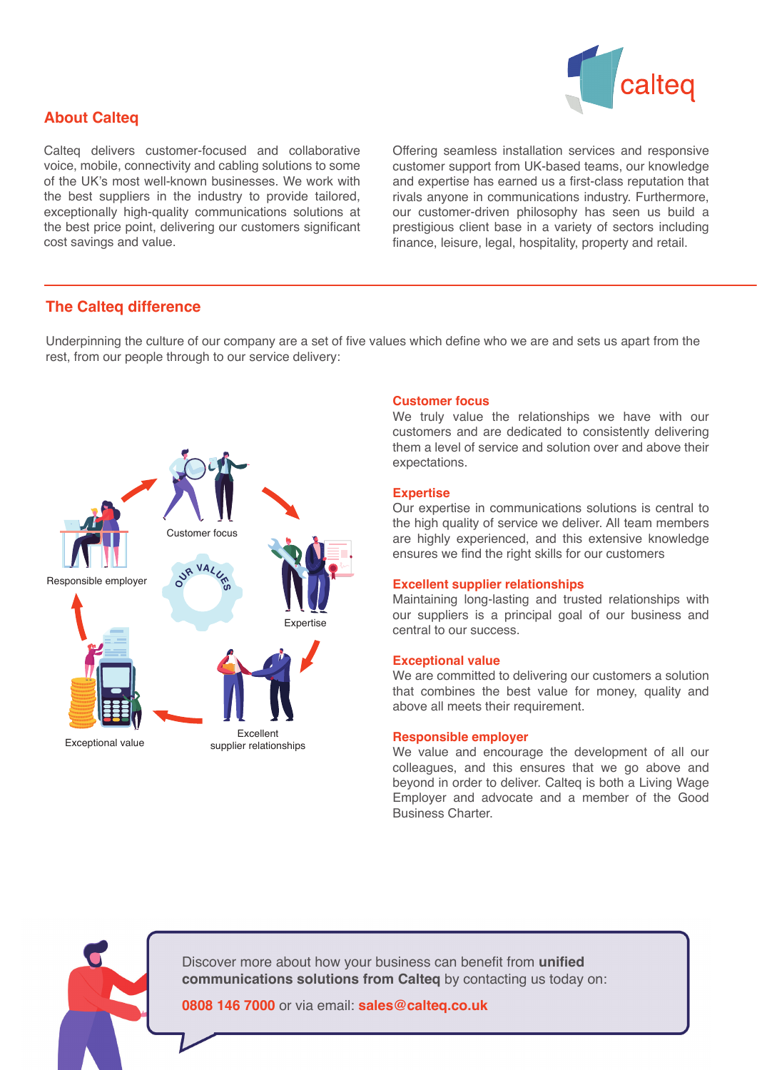## About Calteq

Calteq delivers customer-focused and collaborative voice, mobile, connectivity and cabling solutions to some of the UK's most well-known businesses. We work with the best suppliers in the industry to provide tailored, exceptionally high-quality communications solutions at the best price point, delivering our customers significant cost savings and value.

Offering seamless installation services and responsive customer support from UK-based teams, our knowledge and expertise has earned us a first-class reputation that rivals anyone in communications industry. Furthermore, our customer-driven philosophy has seen us build a prestigious client base in a variety of sectors including finance, leisure, legal, hospitality, property and retail.

## The Calteq difference

Underpinning the culture of our company are a set of five values which define who we are and sets us apart from the rest, from our people through to our service delivery:

OUR VALUES

Customer focus

Expertise

Excellent supplier relationships

Exceptional value

Responsible employer

### Customer focus

We truly value the relationships we have with our customers and are dedicated to consistently delivering them a level of service and solution over and above their expectations.

### Expertise

Our expertise in communications solutions is central to the high quality of service we deliver. All team members are highly experienced, and this extensive knowledge ensures we find the right skills for our customers

### Excellent supplier relationships

Maintaining long-lasting and trusted relationships with our suppliers is a principal goal of our business and central to our success.

### Exceptional value

We are committed to delivering our customers a solution that combines the best value for money, quality and above all meets their requirement.

### Responsible employer

We value and encourage the development of all our colleagues, and this ensures that we go above and beyond in order to deliver. Calteq is both a Living Wage Employer and advocate and a member of the Good Business Charter.

Discover more about how your business can benefit from **unified communications solutions from Calteq** by contacting us today on:

**0808 146 7000** or via email: **sales@calteq.co.uk**